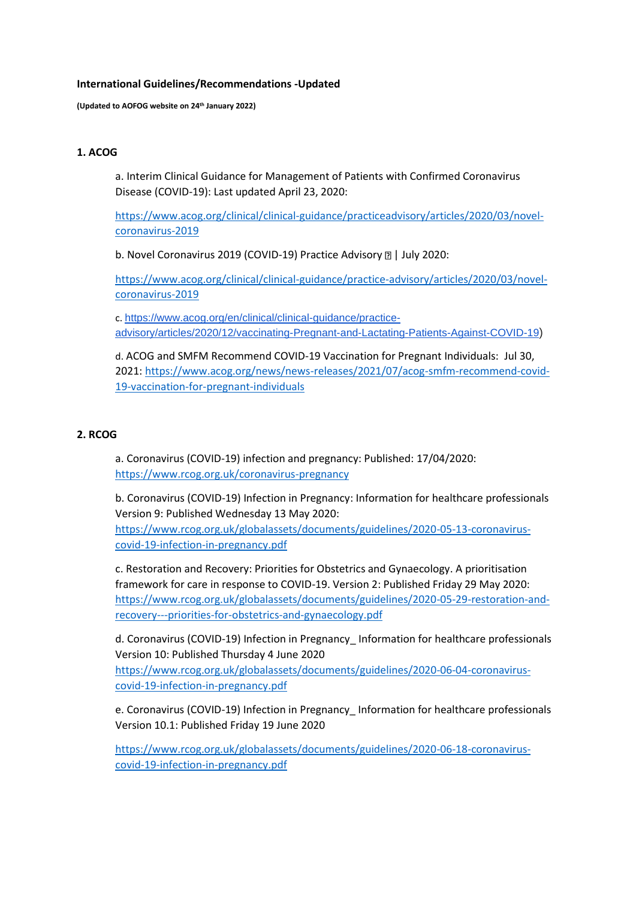**International Guidelines/Recommendations -Updated**

**(Updated to AOFOG website on 24th January 2022)**

**1. ACOG**

a. Interim Clinical Guidance for Management of Patients with Confirmed Coronavirus Disease (COVID-19): Last updated April 23, 2020:

https://www.acog.org/clinical/clinical-guidance/practiceadvisory/articles/2020/03/novel-coronavirus-2019

b. Novel Coronavirus 2019 (COVID-19) Practice Advisory | July 2020:

https://www.acog.org/clinical/clinical-guidance/practice-advisory/articles/2020/03/novel-coronavirus-2019

c. https://www.acog.org/en/clinical/clinical-guidance/practice-advisory/articles/2020/12/vaccinating-Pregnant-and-Lactating-Patients-Against-COVID-19)

d. ACOG and SMFM Recommend COVID-19 Vaccination for Pregnant Individuals: Jul 30, 2021: https://www.acog.org/news/news-releases/2021/07/acog-smfm-recommend-covid-19-vaccination-for-pregnant-individuals

**2. RCOG**

a. Coronavirus (COVID-19) infection and pregnancy: Published: 17/04/2020: https://www.rcog.org.uk/coronavirus-pregnancy

b. Coronavirus (COVID-19) Infection in Pregnancy: Information for healthcare professionals Version 9: Published Wednesday 13 May 2020: https://www.rcog.org.uk/globalassets/documents/guidelines/2020-05-13-coronavirus-covid-19-infection-in-pregnancy.pdf

c. Restoration and Recovery: Priorities for Obstetrics and Gynaecology. A prioritisation framework for care in response to COVID-19. Version 2: Published Friday 29 May 2020: https://www.rcog.org.uk/globalassets/documents/guidelines/2020-05-29-restoration-and-recovery---priorities-for-obstetrics-and-gynaecology.pdf

d. Coronavirus (COVID-19) Infection in Pregnancy_ Information for healthcare professionals Version 10: Published Thursday 4 June 2020 https://www.rcog.org.uk/globalassets/documents/guidelines/2020-06-04-coronavirus-covid-19-infection-in-pregnancy.pdf

e. Coronavirus (COVID-19) Infection in Pregnancy_ Information for healthcare professionals Version 10.1: Published Friday 19 June 2020

https://www.rcog.org.uk/globalassets/documents/guidelines/2020-06-18-coronavirus-covid-19-infection-in-pregnancy.pdf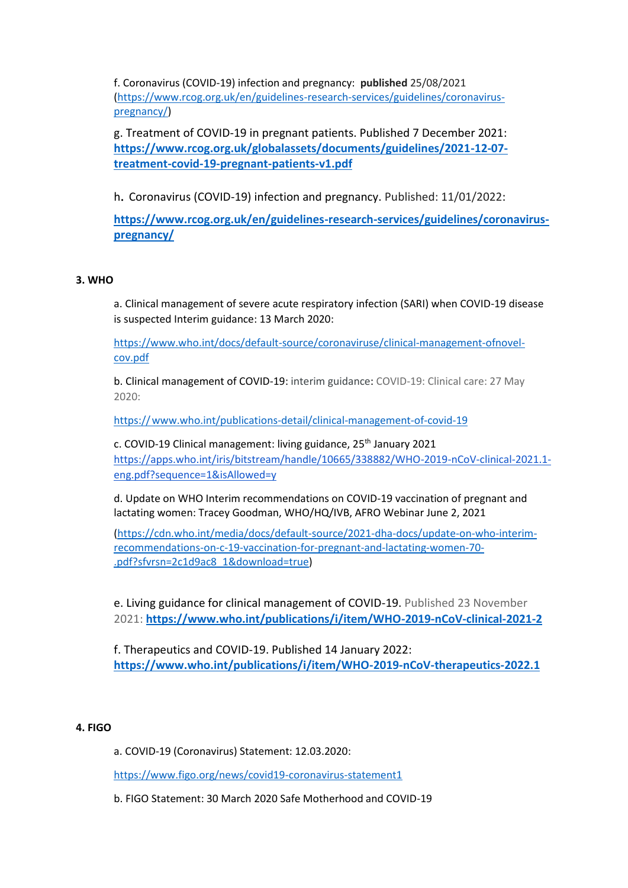f. Coronavirus (COVID-19) infection and pregnancy: **published** 25/08/2021 (https://www.rcog.org.uk/en/guidelines-research-services/guidelines/coronavirus-pregnancy/)

g. Treatment of COVID-19 in pregnant patients. Published 7 December 2021: **https://www.rcog.org.uk/globalassets/documents/guidelines/2021-12-07-treatment-covid-19-pregnant-patients-v1.pdf**

h. Coronavirus (COVID-19) infection and pregnancy. Published: 11/01/2022:

**https://www.rcog.org.uk/en/guidelines-research-services/guidelines/coronavirus-pregnancy/**

**3. WHO**

a. Clinical management of severe acute respiratory infection (SARI) when COVID-19 disease is suspected Interim guidance: 13 March 2020:

https://www.who.int/docs/default-source/coronaviruse/clinical-management-ofnovel-cov.pdf

b. Clinical management of COVID-19: interim guidance: COVID-19: Clinical care: 27 May 2020:

https:// www.who.int/publications-detail/clinical-management-of-covid-19

c. COVID-19 Clinical management: living guidance, 25th January 2021 https://apps.who.int/iris/bitstream/handle/10665/338882/WHO-2019-nCoV-clinical-2021.1-eng.pdf?sequence=1&isAllowed=y

d. Update on WHO Interim recommendations on COVID-19 vaccination of pregnant and lactating women: Tracey Goodman, WHO/HQ/IVB, AFRO Webinar June 2, 2021

(https://cdn.who.int/media/docs/default-source/2021-dha-docs/update-on-who-interim-recommendations-on-c-19-vaccination-for-pregnant-and-lactating-women-70-.pdf?sfvrsn=2c1d9ac8_1&download=true)

e. Living guidance for clinical management of COVID-19. Published 23 November 2021: **https://www.who.int/publications/i/item/WHO-2019-nCoV-clinical-2021-2**

f. Therapeutics and COVID-19. Published 14 January 2022: **https://www.who.int/publications/i/item/WHO-2019-nCoV-therapeutics-2022.1**

**4. FIGO**

a. COVID-19 (Coronavirus) Statement: 12.03.2020:

https://www.figo.org/news/covid19-coronavirus-statement1

b. FIGO Statement: 30 March 2020 Safe Motherhood and COVID-19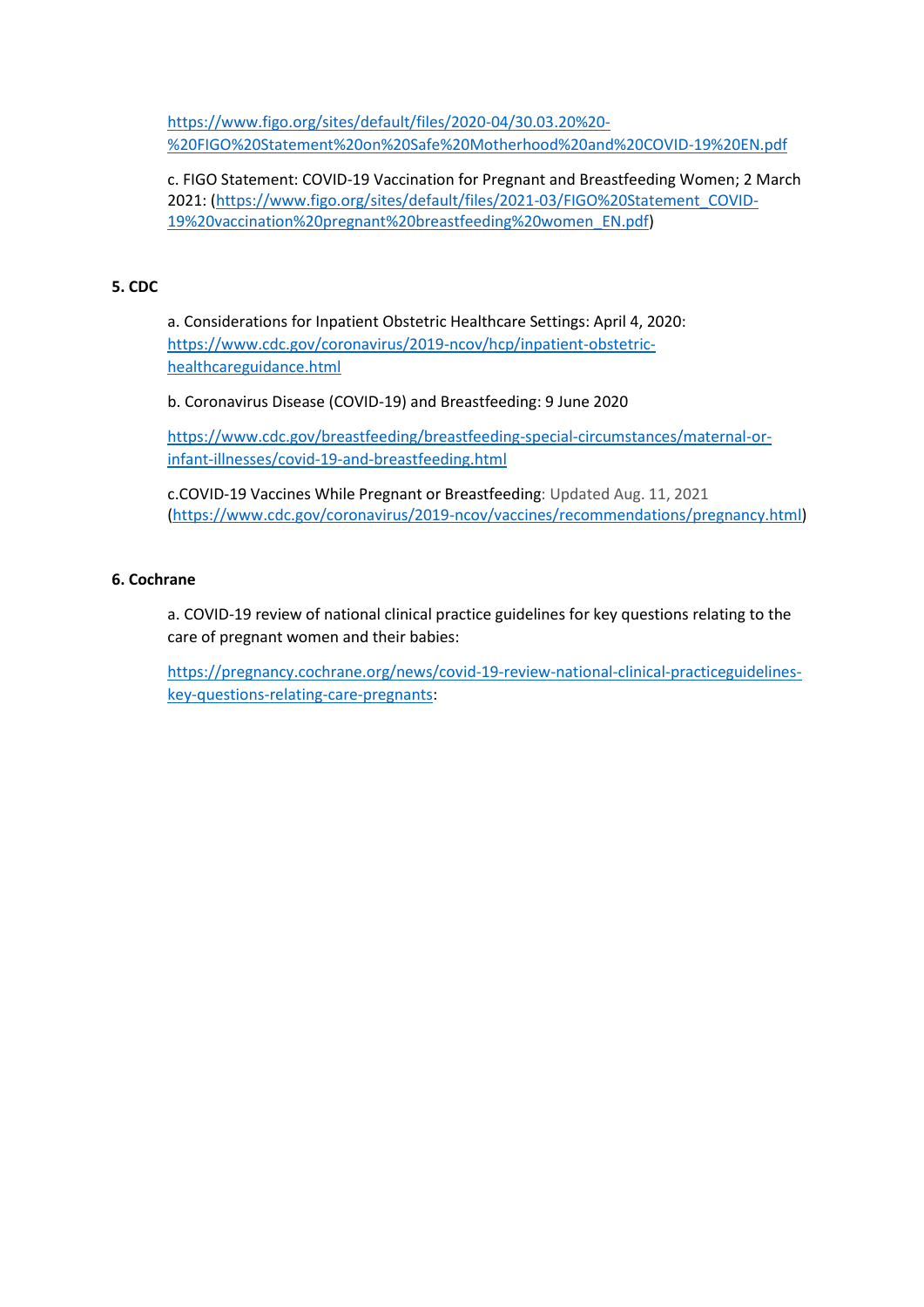https://www.figo.org/sites/default/files/2020-04/30.03.20%20-%20FIGO%20Statement%20on%20Safe%20Motherhood%20and%20COVID-19%20EN.pdf

c. FIGO Statement: COVID-19 Vaccination for Pregnant and Breastfeeding Women; 2 March 2021: (https://www.figo.org/sites/default/files/2021-03/FIGO%20Statement_COVID-19%20vaccination%20pregnant%20breastfeeding%20women_EN.pdf)

**5. CDC**

a. Considerations for Inpatient Obstetric Healthcare Settings: April 4, 2020: https://www.cdc.gov/coronavirus/2019-ncov/hcp/inpatient-obstetric-healthcareguidance.html

b. Coronavirus Disease (COVID-19) and Breastfeeding: 9 June 2020

https://www.cdc.gov/breastfeeding/breastfeeding-special-circumstances/maternal-or-infant-illnesses/covid-19-and-breastfeeding.html

c.COVID-19 Vaccines While Pregnant or Breastfeeding: Updated Aug. 11, 2021 (https://www.cdc.gov/coronavirus/2019-ncov/vaccines/recommendations/pregnancy.html)

**6. Cochrane**

a. COVID-19 review of national clinical practice guidelines for key questions relating to the care of pregnant women and their babies:

https://pregnancy.cochrane.org/news/covid-19-review-national-clinical-practiceguidelines-key-questions-relating-care-pregnants: